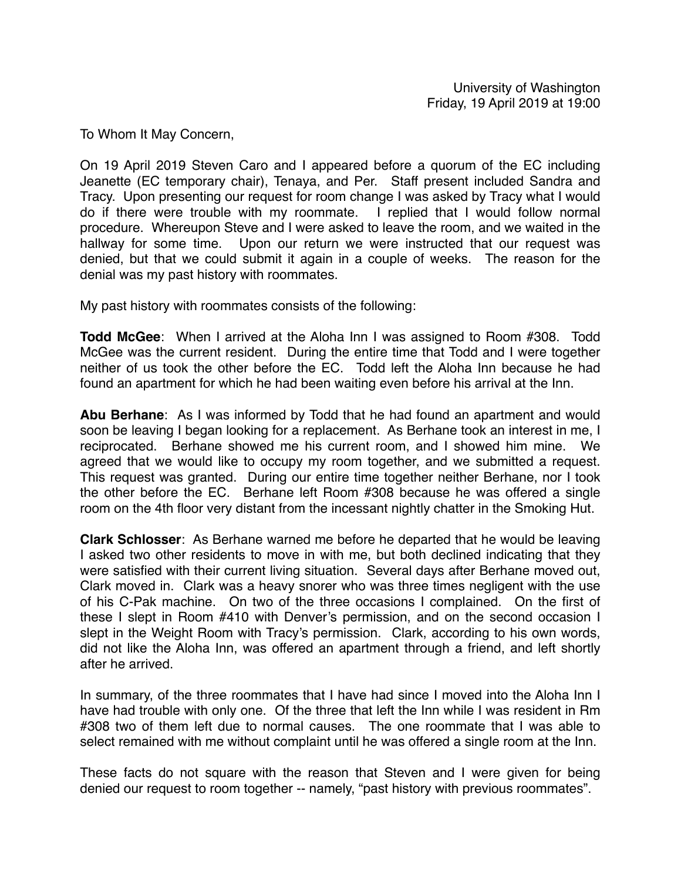University of Washington
Friday, 19 April 2019 at 19:00

To Whom It May Concern,

On 19 April 2019 Steven Caro and I appeared before a quorum of the EC including Jeanette (EC temporary chair), Tenaya, and Per. Staff present included Sandra and Tracy. Upon presenting our request for room change I was asked by Tracy what I would do if there were trouble with my roommate. I replied that I would follow normal procedure. Whereupon Steve and I were asked to leave the room, and we waited in the hallway for some time. Upon our return we were instructed that our request was denied, but that we could submit it again in a couple of weeks. The reason for the denial was my past history with roommates.

My past history with roommates consists of the following:

**Todd McGee**: When I arrived at the Aloha Inn I was assigned to Room #308. Todd McGee was the current resident. During the entire time that Todd and I were together neither of us took the other before the EC. Todd left the Aloha Inn because he had found an apartment for which he had been waiting even before his arrival at the Inn.

**Abu Berhane**: As I was informed by Todd that he had found an apartment and would soon be leaving I began looking for a replacement. As Berhane took an interest in me, I reciprocated. Berhane showed me his current room, and I showed him mine. We agreed that we would like to occupy my room together, and we submitted a request. This request was granted. During our entire time together neither Berhane, nor I took the other before the EC. Berhane left Room #308 because he was offered a single room on the 4th floor very distant from the incessant nightly chatter in the Smoking Hut.

**Clark Schlosser**: As Berhane warned me before he departed that he would be leaving I asked two other residents to move in with me, but both declined indicating that they were satisfied with their current living situation. Several days after Berhane moved out, Clark moved in. Clark was a heavy snorer who was three times negligent with the use of his C-Pak machine. On two of the three occasions I complained. On the first of these I slept in Room #410 with Denver's permission, and on the second occasion I slept in the Weight Room with Tracy's permission. Clark, according to his own words, did not like the Aloha Inn, was offered an apartment through a friend, and left shortly after he arrived.

In summary, of the three roommates that I have had since I moved into the Aloha Inn I have had trouble with only one. Of the three that left the Inn while I was resident in Rm #308 two of them left due to normal causes. The one roommate that I was able to select remained with me without complaint until he was offered a single room at the Inn.

These facts do not square with the reason that Steven and I were given for being denied our request to room together -- namely, "past history with previous roommates".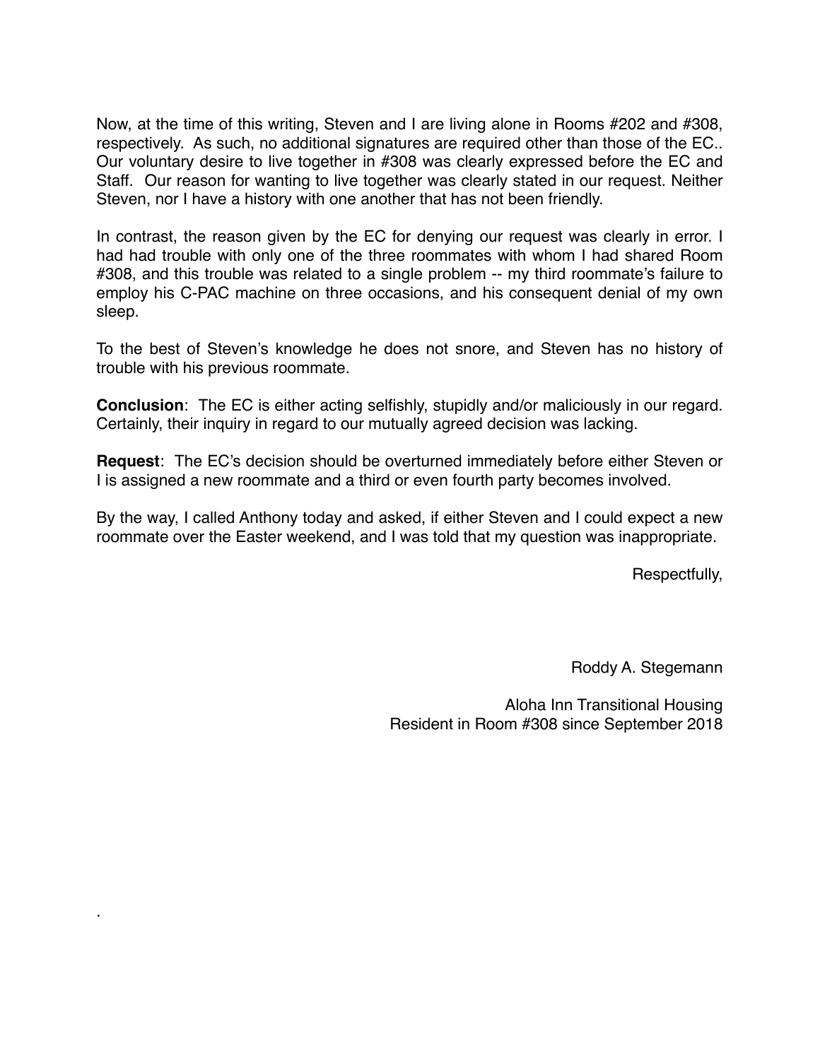Now, at the time of this writing, Steven and I are living alone in Rooms #202 and #308, respectively. As such, no additional signatures are required other than those of the EC.. Our voluntary desire to live together in #308 was clearly expressed before the EC and Staff. Our reason for wanting to live together was clearly stated in our request. Neither Steven, nor I have a history with one another that has not been friendly.

In contrast, the reason given by the EC for denying our request was clearly in error. I had had trouble with only one of the three roommates with whom I had shared Room #308, and this trouble was related to a single problem -- my third roommate's failure to employ his C-PAC machine on three occasions, and his consequent denial of my own sleep.

To the best of Steven's knowledge he does not snore, and Steven has no history of trouble with his previous roommate.

**Conclusion**: The EC is either acting selfishly, stupidly and/or maliciously in our regard. Certainly, their inquiry in regard to our mutually agreed decision was lacking.

**Request**: The EC's decision should be overturned immediately before either Steven or I is assigned a new roommate and a third or even fourth party becomes involved.

By the way, I called Anthony today and asked, if either Steven and I could expect a new roommate over the Easter weekend, and I was told that my question was inappropriate.

Respectfully,

Roddy A. Stegemann

Aloha Inn Transitional Housing
Resident in Room #308 since September 2018

.